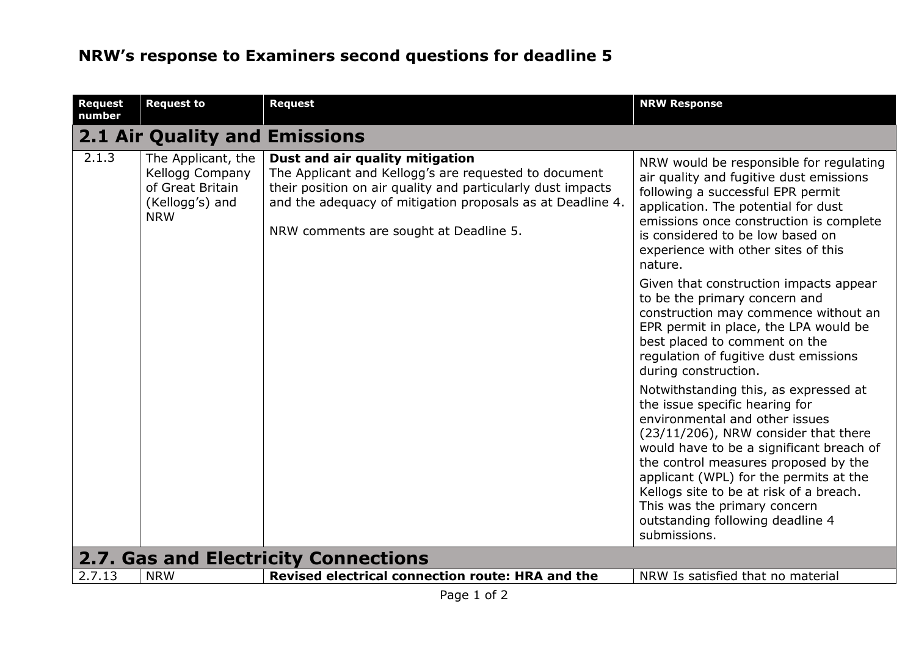# NRW's response to Examiners second questions for deadline 5

| Request number | Request to | Request | NRW Response |
| --- | --- | --- | --- |
| **2.1 Air Quality and Emissions** | | | |
| 2.1.3 | The Applicant, the Kellogg Company of Great Britain (Kellogg's) and NRW | **Dust and air quality mitigation**<br>The Applicant and Kellogg's are requested to document their position on air quality and particularly dust impacts and the adequacy of mitigation proposals as at Deadline 4.<br><br>NRW comments are sought at Deadline 5. | NRW would be responsible for regulating air quality and fugitive dust emissions following a successful EPR permit application. The potential for dust emissions once construction is complete is considered to be low based on experience with other sites of this nature.<br><br>Given that construction impacts appear to be the primary concern and construction may commence without an EPR permit in place, the LPA would be best placed to comment on the regulation of fugitive dust emissions during construction.<br><br>Notwithstanding this, as expressed at the issue specific hearing for environmental and other issues (23/11/206), NRW consider that there would have to be a significant breach of the control measures proposed by the applicant (WPL) for the permits at the Kellogs site to be at risk of a breach. This was the primary concern outstanding following deadline 4 submissions. |
| **2.7. Gas and Electricity Connections** | | | |
| 2.7.13 | NRW | **Revised electrical connection route: HRA and the** | NRW Is satisfied that no material |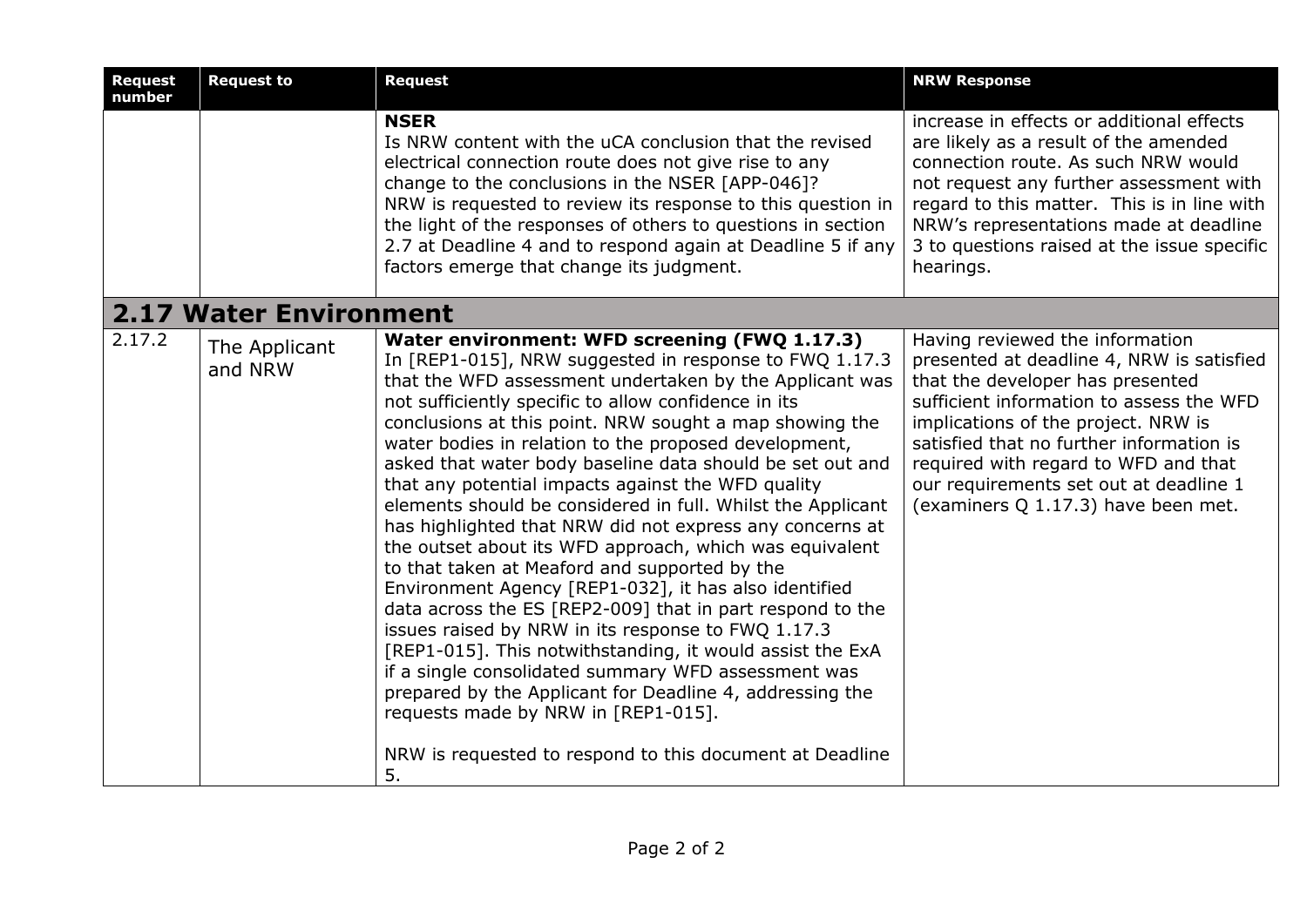| Request number | Request to | Request | NRW Response |
|---|---|---|---|
| | | **NSER**<br>Is NRW content with the uCA conclusion that the revised electrical connection route does not give rise to any change to the conclusions in the NSER [APP-046]?<br>NRW is requested to review its response to this question in the light of the responses of others to questions in section 2.7 at Deadline 4 and to respond again at Deadline 5 if any factors emerge that change its judgment. | increase in effects or additional effects are likely as a result of the amended connection route. As such NRW would not request any further assessment with regard to this matter. This is in line with NRW's representations made at deadline 3 to questions raised at the issue specific hearings. |
| **2.17 Water Environment** | | | |
| 2.17.2 | The Applicant and NRW | **Water environment: WFD screening (FWQ 1.17.3)**<br>In [REP1-015], NRW suggested in response to FWQ 1.17.3 that the WFD assessment undertaken by the Applicant was not sufficiently specific to allow confidence in its conclusions at this point. NRW sought a map showing the water bodies in relation to the proposed development, asked that water body baseline data should be set out and that any potential impacts against the WFD quality elements should be considered in full. Whilst the Applicant has highlighted that NRW did not express any concerns at the outset about its WFD approach, which was equivalent to that taken at Meaford and supported by the Environment Agency [REP1-032], it has also identified data across the ES [REP2-009] that in part respond to the issues raised by NRW in its response to FWQ 1.17.3 [REP1-015]. This notwithstanding, it would assist the ExA if a single consolidated summary WFD assessment was prepared by the Applicant for Deadline 4, addressing the requests made by NRW in [REP1-015].<br><br>NRW is requested to respond to this document at Deadline 5. | Having reviewed the information presented at deadline 4, NRW is satisfied that the developer has presented sufficient information to assess the WFD implications of the project. NRW is satisfied that no further information is required with regard to WFD and that our requirements set out at deadline 1 (examiners Q 1.17.3) have been met. |